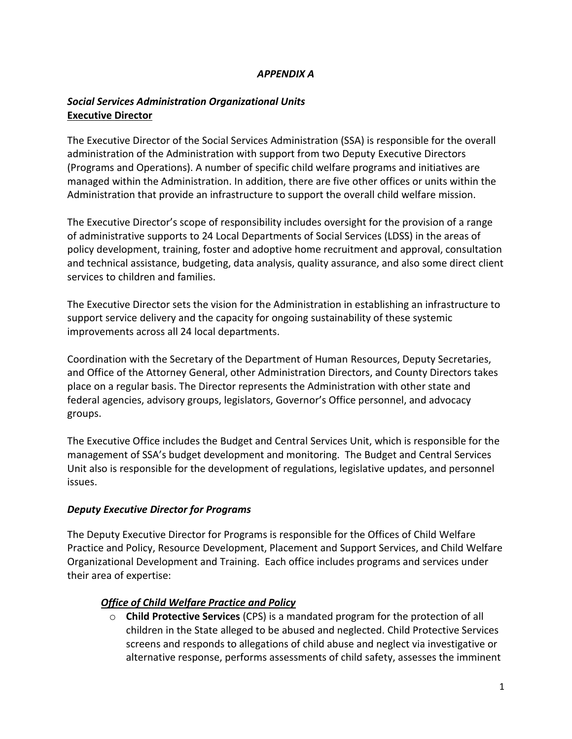# *APPENDIX A*

## *Social Services Administration Organizational Units*

**Executive Director**

The Executive Director of the Social Services Administration (SSA) is responsible for the overall administration of the Administration with support from two Deputy Executive Directors (Programs and Operations). A number of specific child welfare programs and initiatives are managed within the Administration. In addition, there are five other offices or units within the Administration that provide an infrastructure to support the overall child welfare mission.

The Executive Director's scope of responsibility includes oversight for the provision of a range of administrative supports to 24 Local Departments of Social Services (LDSS) in the areas of policy development, training, foster and adoptive home recruitment and approval, consultation and technical assistance, budgeting, data analysis, quality assurance, and also some direct client services to children and families.

The Executive Director sets the vision for the Administration in establishing an infrastructure to support service delivery and the capacity for ongoing sustainability of these systemic improvements across all 24 local departments.

Coordination with the Secretary of the Department of Human Resources, Deputy Secretaries, and Office of the Attorney General, other Administration Directors, and County Directors takes place on a regular basis. The Director represents the Administration with other state and federal agencies, advisory groups, legislators, Governor's Office personnel, and advocacy groups.

The Executive Office includes the Budget and Central Services Unit, which is responsible for the management of SSA's budget development and monitoring. The Budget and Central Services Unit also is responsible for the development of regulations, legislative updates, and personnel issues.

### *Deputy Executive Director for Programs*

The Deputy Executive Director for Programs is responsible for the Offices of Child Welfare Practice and Policy, Resource Development, Placement and Support Services, and Child Welfare Organizational Development and Training. Each office includes programs and services under their area of expertise:

#### ***Office of Child Welfare Practice and Policy***

- **Child Protective Services** (CPS) is a mandated program for the protection of all children in the State alleged to be abused and neglected. Child Protective Services screens and responds to allegations of child abuse and neglect via investigative or alternative response, performs assessments of child safety, assesses the imminent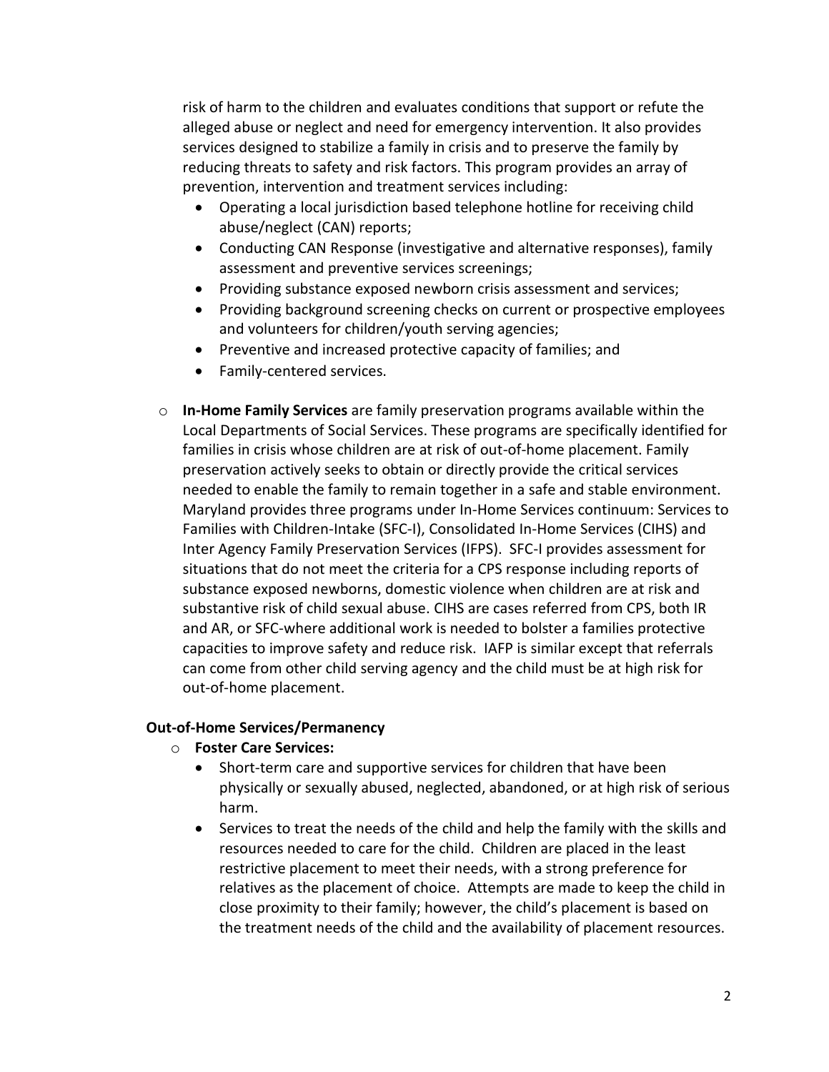risk of harm to the children and evaluates conditions that support or refute the alleged abuse or neglect and need for emergency intervention. It also provides services designed to stabilize a family in crisis and to preserve the family by reducing threats to safety and risk factors. This program provides an array of prevention, intervention and treatment services including:

- Operating a local jurisdiction based telephone hotline for receiving child abuse/neglect (CAN) reports;
- Conducting CAN Response (investigative and alternative responses), family assessment and preventive services screenings;
- Providing substance exposed newborn crisis assessment and services;
- Providing background screening checks on current or prospective employees and volunteers for children/youth serving agencies;
- Preventive and increased protective capacity of families; and
- Family-centered services.

- **In-Home Family Services** are family preservation programs available within the Local Departments of Social Services. These programs are specifically identified for families in crisis whose children are at risk of out-of-home placement. Family preservation actively seeks to obtain or directly provide the critical services needed to enable the family to remain together in a safe and stable environment. Maryland provides three programs under In-Home Services continuum: Services to Families with Children-Intake (SFC-I), Consolidated In-Home Services (CIHS) and Inter Agency Family Preservation Services (IFPS). SFC-I provides assessment for situations that do not meet the criteria for a CPS response including reports of substance exposed newborns, domestic violence when children are at risk and substantive risk of child sexual abuse. CIHS are cases referred from CPS, both IR and AR, or SFC-where additional work is needed to bolster a families protective capacities to improve safety and reduce risk. IAFP is similar except that referrals can come from other child serving agency and the child must be at high risk for out-of-home placement.

**Out-of-Home Services/Permanency**

- **Foster Care Services:**
  - Short-term care and supportive services for children that have been physically or sexually abused, neglected, abandoned, or at high risk of serious harm.
  - Services to treat the needs of the child and help the family with the skills and resources needed to care for the child. Children are placed in the least restrictive placement to meet their needs, with a strong preference for relatives as the placement of choice. Attempts are made to keep the child in close proximity to their family; however, the child's placement is based on the treatment needs of the child and the availability of placement resources.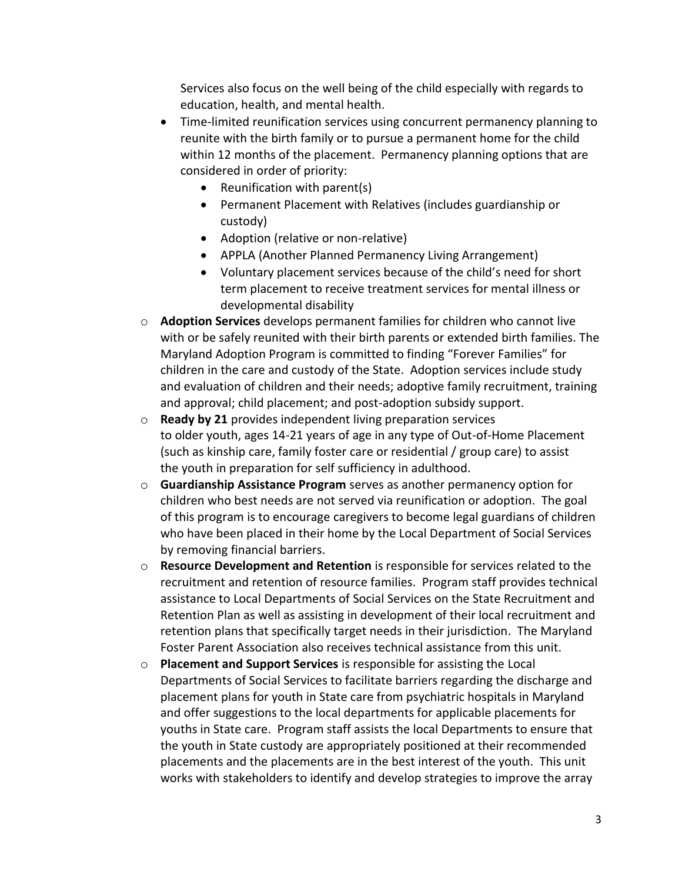Services also focus on the well being of the child especially with regards to education, health, and mental health.

- Time-limited reunification services using concurrent permanency planning to reunite with the birth family or to pursue a permanent home for the child within 12 months of the placement. Permanency planning options that are considered in order of priority:
    - Reunification with parent(s)
    - Permanent Placement with Relatives (includes guardianship or custody)
    - Adoption (relative or non-relative)
    - APPLA (Another Planned Permanency Living Arrangement)
    - Voluntary placement services because of the child's need for short term placement to receive treatment services for mental illness or developmental disability

- **Adoption Services** develops permanent families for children who cannot live with or be safely reunited with their birth parents or extended birth families. The Maryland Adoption Program is committed to finding "Forever Families" for children in the care and custody of the State. Adoption services include study and evaluation of children and their needs; adoptive family recruitment, training and approval; child placement; and post-adoption subsidy support.
- **Ready by 21** provides independent living preparation services to older youth, ages 14-21 years of age in any type of Out-of-Home Placement (such as kinship care, family foster care or residential / group care) to assist the youth in preparation for self sufficiency in adulthood.
- **Guardianship Assistance Program** serves as another permanency option for children who best needs are not served via reunification or adoption. The goal of this program is to encourage caregivers to become legal guardians of children who have been placed in their home by the Local Department of Social Services by removing financial barriers.
- **Resource Development and Retention** is responsible for services related to the recruitment and retention of resource families. Program staff provides technical assistance to Local Departments of Social Services on the State Recruitment and Retention Plan as well as assisting in development of their local recruitment and retention plans that specifically target needs in their jurisdiction. The Maryland Foster Parent Association also receives technical assistance from this unit.
- **Placement and Support Services** is responsible for assisting the Local Departments of Social Services to facilitate barriers regarding the discharge and placement plans for youth in State care from psychiatric hospitals in Maryland and offer suggestions to the local departments for applicable placements for youths in State care. Program staff assists the local Departments to ensure that the youth in State custody are appropriately positioned at their recommended placements and the placements are in the best interest of the youth. This unit works with stakeholders to identify and develop strategies to improve the array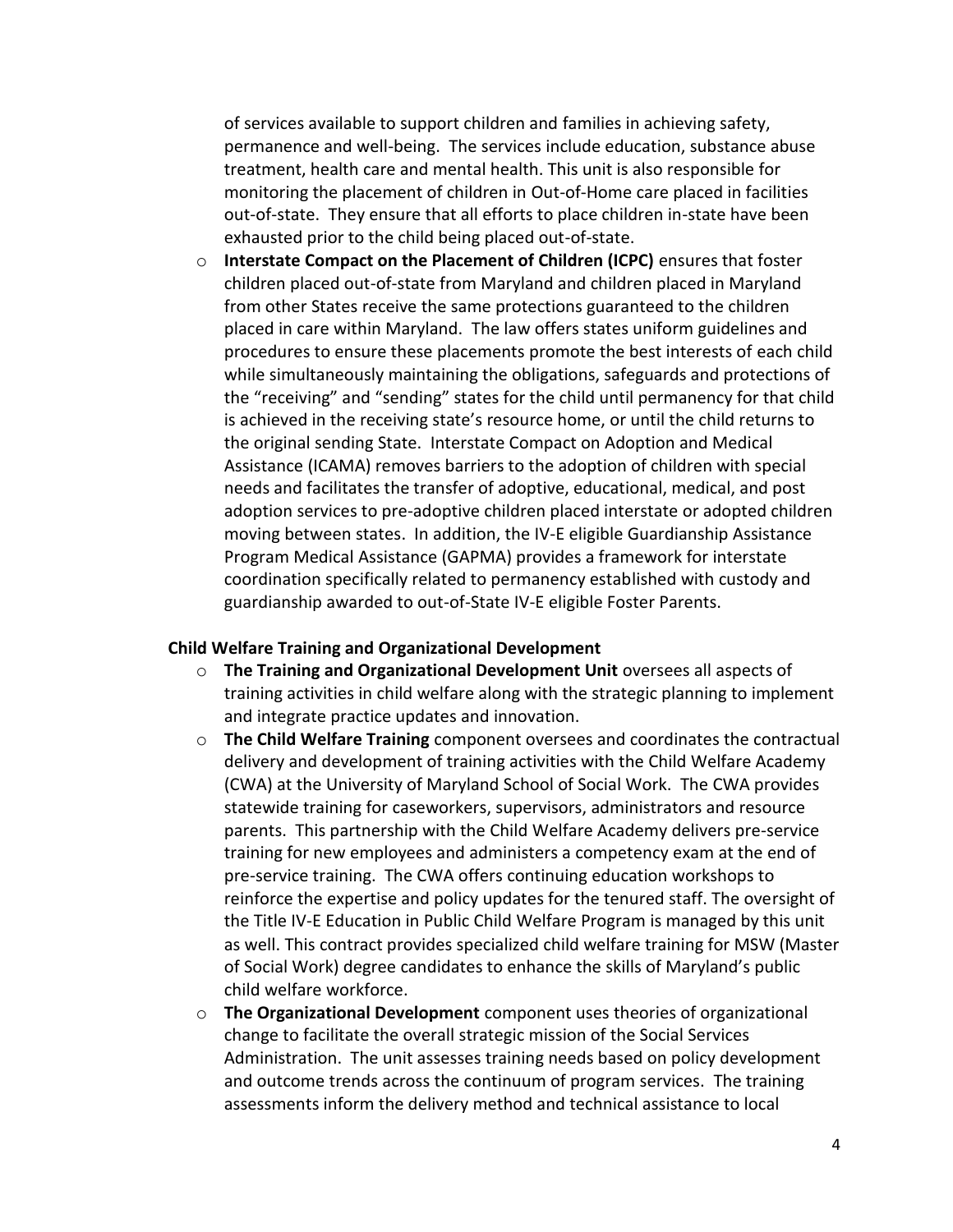of services available to support children and families in achieving safety, permanence and well-being. The services include education, substance abuse treatment, health care and mental health. This unit is also responsible for monitoring the placement of children in Out-of-Home care placed in facilities out-of-state. They ensure that all efforts to place children in-state have been exhausted prior to the child being placed out-of-state.

- **Interstate Compact on the Placement of Children (ICPC)** ensures that foster children placed out-of-state from Maryland and children placed in Maryland from other States receive the same protections guaranteed to the children placed in care within Maryland. The law offers states uniform guidelines and procedures to ensure these placements promote the best interests of each child while simultaneously maintaining the obligations, safeguards and protections of the "receiving" and "sending" states for the child until permanency for that child is achieved in the receiving state's resource home, or until the child returns to the original sending State. Interstate Compact on Adoption and Medical Assistance (ICAMA) removes barriers to the adoption of children with special needs and facilitates the transfer of adoptive, educational, medical, and post adoption services to pre-adoptive children placed interstate or adopted children moving between states. In addition, the IV-E eligible Guardianship Assistance Program Medical Assistance (GAPMA) provides a framework for interstate coordination specifically related to permanency established with custody and guardianship awarded to out-of-State IV-E eligible Foster Parents.

**Child Welfare Training and Organizational Development**

- **The Training and Organizational Development Unit** oversees all aspects of training activities in child welfare along with the strategic planning to implement and integrate practice updates and innovation.
- **The Child Welfare Training** component oversees and coordinates the contractual delivery and development of training activities with the Child Welfare Academy (CWA) at the University of Maryland School of Social Work. The CWA provides statewide training for caseworkers, supervisors, administrators and resource parents. This partnership with the Child Welfare Academy delivers pre-service training for new employees and administers a competency exam at the end of pre-service training. The CWA offers continuing education workshops to reinforce the expertise and policy updates for the tenured staff. The oversight of the Title IV-E Education in Public Child Welfare Program is managed by this unit as well. This contract provides specialized child welfare training for MSW (Master of Social Work) degree candidates to enhance the skills of Maryland's public child welfare workforce.
- **The Organizational Development** component uses theories of organizational change to facilitate the overall strategic mission of the Social Services Administration. The unit assesses training needs based on policy development and outcome trends across the continuum of program services. The training assessments inform the delivery method and technical assistance to local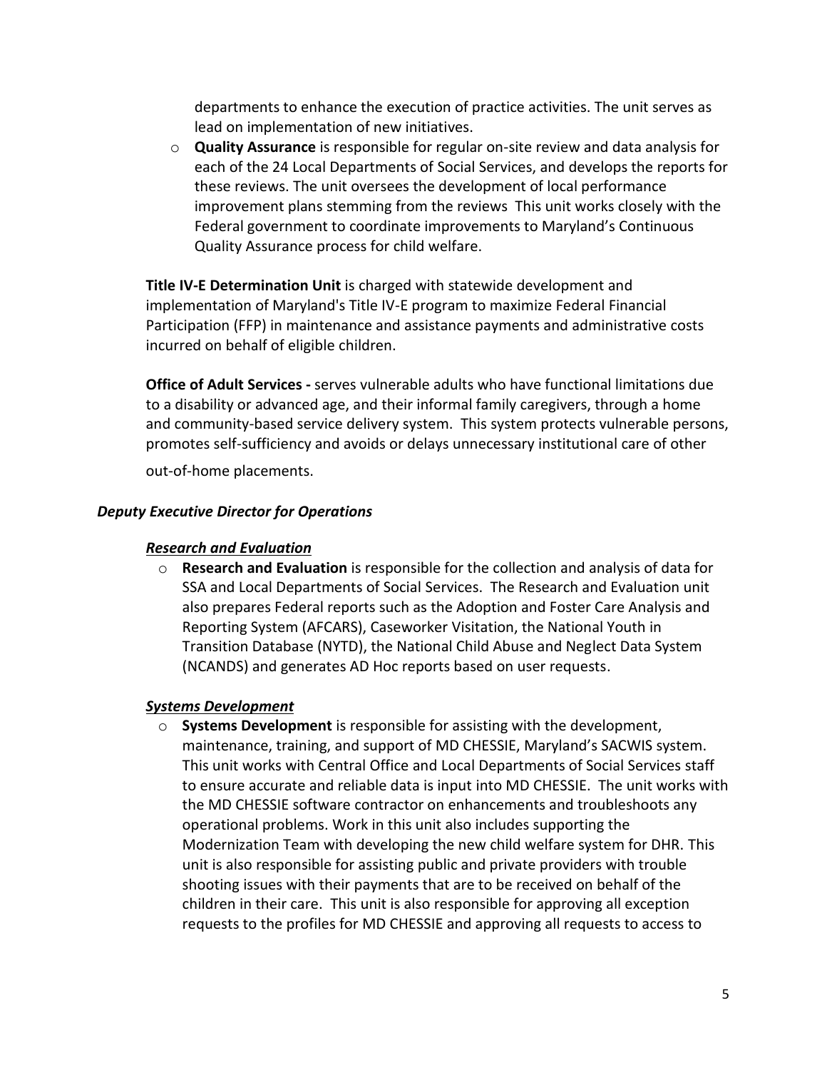departments to enhance the execution of practice activities. The unit serves as lead on implementation of new initiatives.

- **Quality Assurance** is responsible for regular on-site review and data analysis for each of the 24 Local Departments of Social Services, and develops the reports for these reviews. The unit oversees the development of local performance improvement plans stemming from the reviews  This unit works closely with the Federal government to coordinate improvements to Maryland's Continuous Quality Assurance process for child welfare.

**Title IV-E Determination Unit** is charged with statewide development and implementation of Maryland's Title IV-E program to maximize Federal Financial Participation (FFP) in maintenance and assistance payments and administrative costs incurred on behalf of eligible children.

**Office of Adult Services -** serves vulnerable adults who have functional limitations due to a disability or advanced age, and their informal family caregivers, through a home and community-based service delivery system.  This system protects vulnerable persons, promotes self-sufficiency and avoids or delays unnecessary institutional care of other out-of-home placements.

***Deputy Executive Director for Operations***

***<u>Research and Evaluation</u>***

- **Research and Evaluation** is responsible for the collection and analysis of data for SSA and Local Departments of Social Services.  The Research and Evaluation unit also prepares Federal reports such as the Adoption and Foster Care Analysis and Reporting System (AFCARS), Caseworker Visitation, the National Youth in Transition Database (NYTD), the National Child Abuse and Neglect Data System (NCANDS) and generates AD Hoc reports based on user requests.

***<u>Systems Development</u>***

- **Systems Development** is responsible for assisting with the development, maintenance, training, and support of MD CHESSIE, Maryland's SACWIS system. This unit works with Central Office and Local Departments of Social Services staff to ensure accurate and reliable data is input into MD CHESSIE.  The unit works with the MD CHESSIE software contractor on enhancements and troubleshoots any operational problems. Work in this unit also includes supporting the Modernization Team with developing the new child welfare system for DHR. This unit is also responsible for assisting public and private providers with trouble shooting issues with their payments that are to be received on behalf of the children in their care.  This unit is also responsible for approving all exception requests to the profiles for MD CHESSIE and approving all requests to access to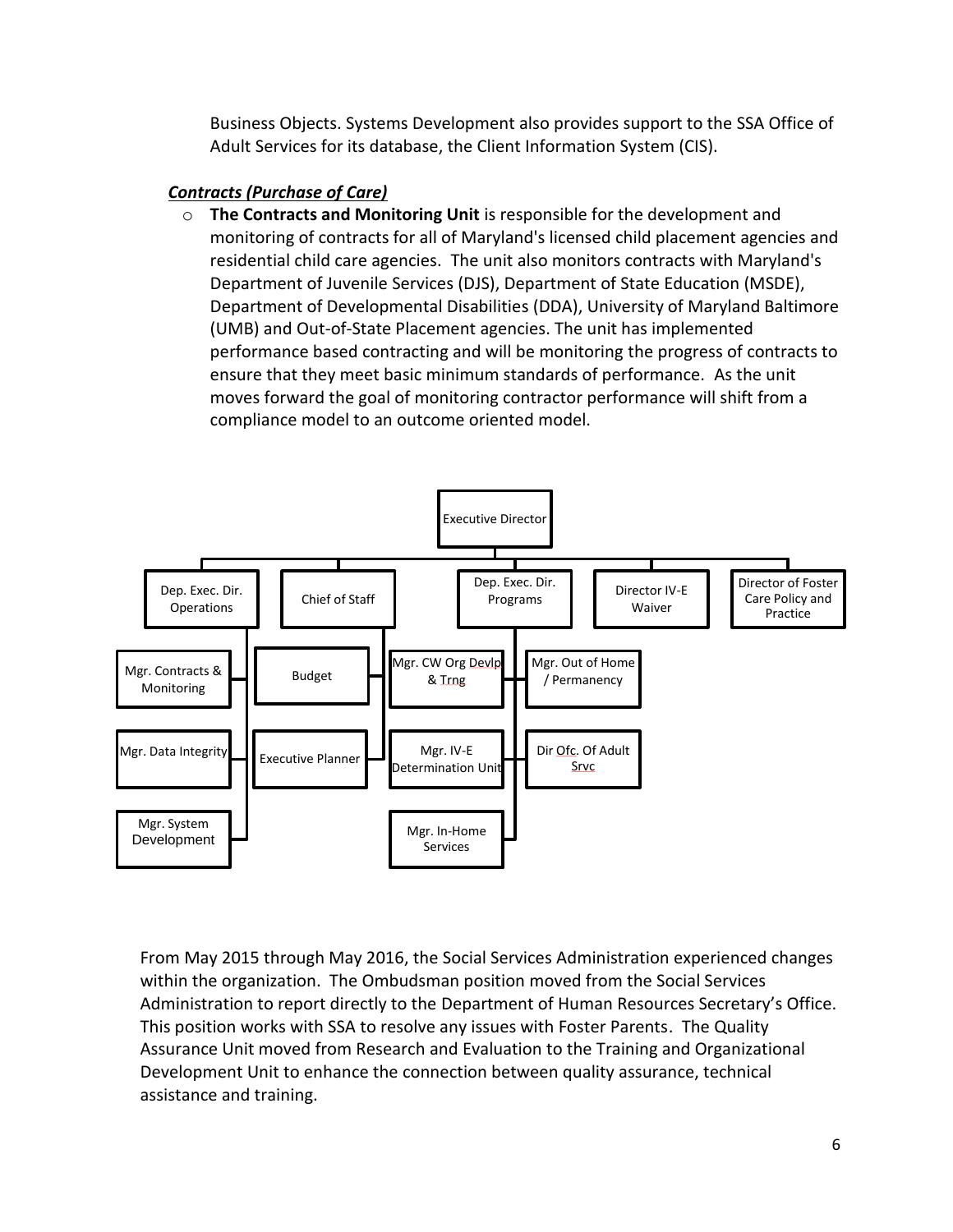Business Objects. Systems Development also provides support to the SSA Office of Adult Services for its database, the Client Information System (CIS).

***Contracts (Purchase of Care)***

- **The Contracts and Monitoring Unit** is responsible for the development and monitoring of contracts for all of Maryland's licensed child placement agencies and residential child care agencies. The unit also monitors contracts with Maryland's Department of Juvenile Services (DJS), Department of State Education (MSDE), Department of Developmental Disabilities (DDA), University of Maryland Baltimore (UMB) and Out-of-State Placement agencies. The unit has implemented performance based contracting and will be monitoring the progress of contracts to ensure that they meet basic minimum standards of performance. As the unit moves forward the goal of monitoring contractor performance will shift from a compliance model to an outcome oriented model.

Executive Director

Dep. Exec. Dir. Operations

Chief of Staff

Dep. Exec. Dir. Programs

Director IV-E Waiver

Director of Foster Care Policy and Practice

Mgr. Contracts & Monitoring

Mgr. Data Integrity

Mgr. System Development

Budget

Executive Planner

Mgr. CW Org Devlp & Trng

Mgr. IV-E Determination Unit

Mgr. In-Home Services

Mgr. Out of Home / Permanency

Dir Ofc. Of Adult Srvc

From May 2015 through May 2016, the Social Services Administration experienced changes within the organization. The Ombudsman position moved from the Social Services Administration to report directly to the Department of Human Resources Secretary's Office. This position works with SSA to resolve any issues with Foster Parents. The Quality Assurance Unit moved from Research and Evaluation to the Training and Organizational Development Unit to enhance the connection between quality assurance, technical assistance and training.